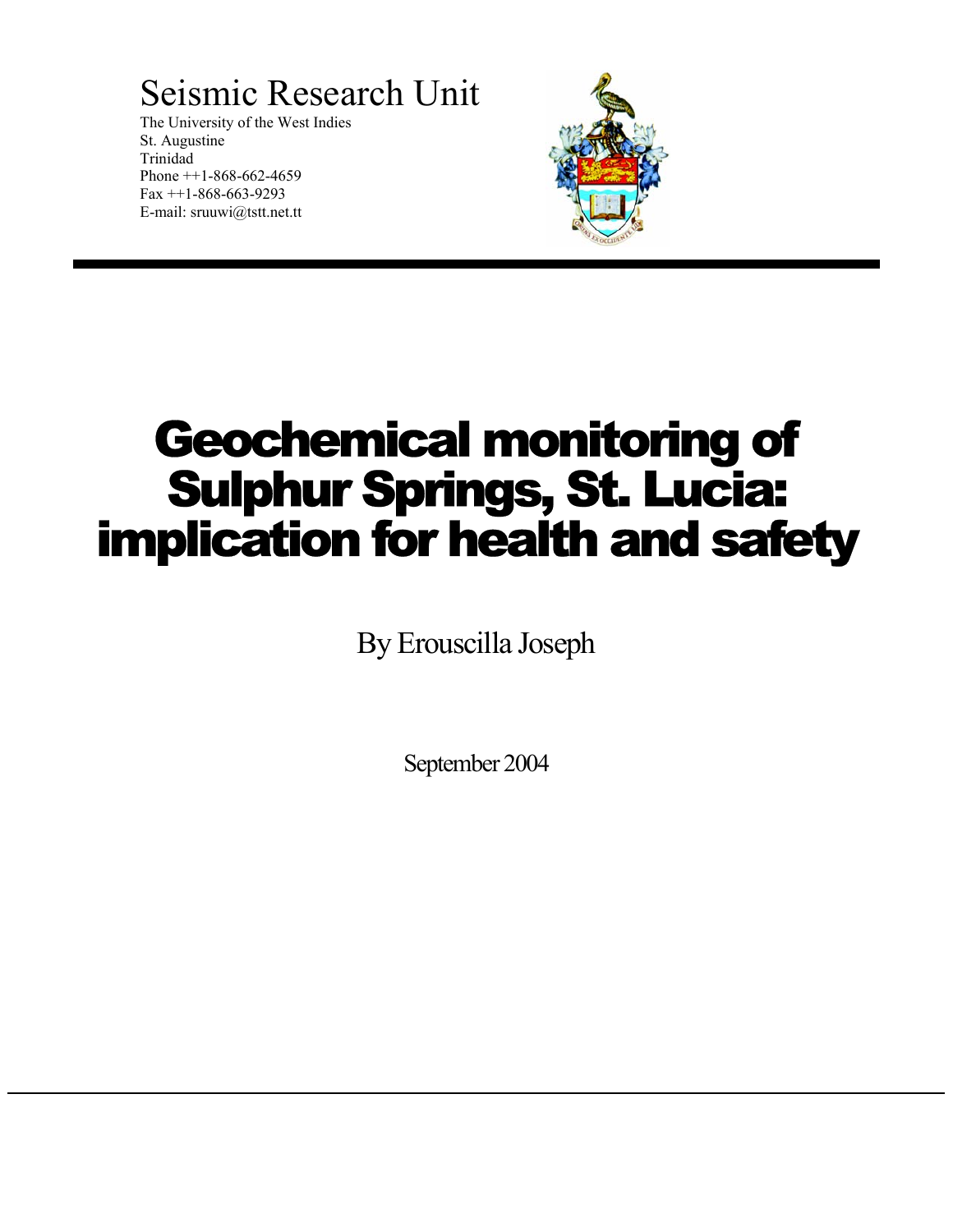Seismic Research Unit

The University of the West Indies
St. Augustine
Trinidad
Phone ++1-868-662-4659
Fax ++1-868-663-9293
E-mail: sruuwi@tstt.net.tt

# Geochemical monitoring of Sulphur Springs, St. Lucia: implication for health and safety

By Erouscilla Joseph

September 2004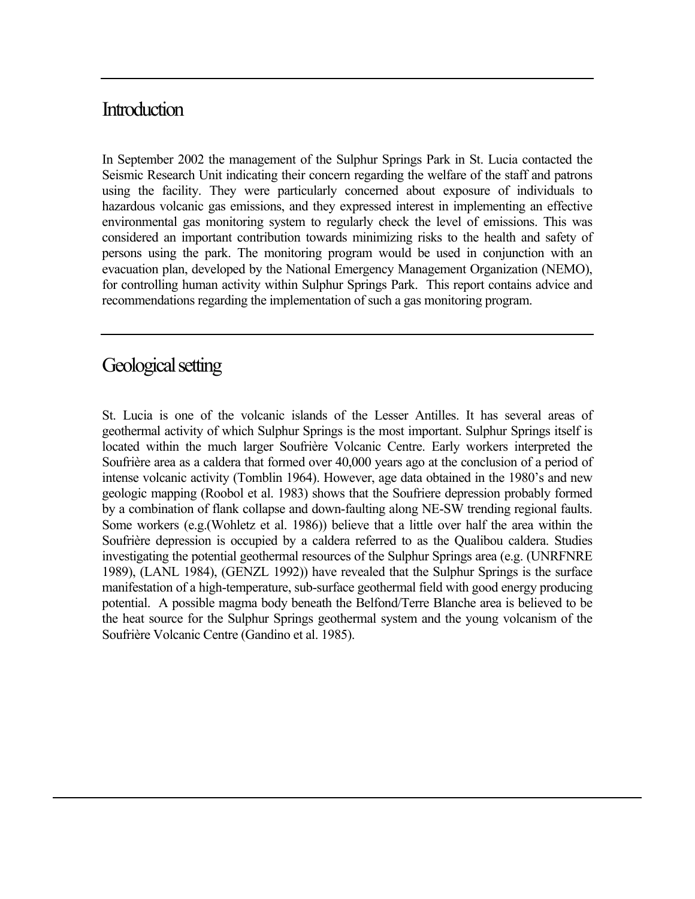## Introduction

In September 2002 the management of the Sulphur Springs Park in St. Lucia contacted the Seismic Research Unit indicating their concern regarding the welfare of the staff and patrons using the facility. They were particularly concerned about exposure of individuals to hazardous volcanic gas emissions, and they expressed interest in implementing an effective environmental gas monitoring system to regularly check the level of emissions. This was considered an important contribution towards minimizing risks to the health and safety of persons using the park. The monitoring program would be used in conjunction with an evacuation plan, developed by the National Emergency Management Organization (NEMO), for controlling human activity within Sulphur Springs Park. This report contains advice and recommendations regarding the implementation of such a gas monitoring program.

## Geological setting

St. Lucia is one of the volcanic islands of the Lesser Antilles. It has several areas of geothermal activity of which Sulphur Springs is the most important. Sulphur Springs itself is located within the much larger Soufrière Volcanic Centre. Early workers interpreted the Soufrière area as a caldera that formed over 40,000 years ago at the conclusion of a period of intense volcanic activity (Tomblin 1964). However, age data obtained in the 1980's and new geologic mapping (Roobol et al. 1983) shows that the Soufriere depression probably formed by a combination of flank collapse and down-faulting along NE-SW trending regional faults. Some workers (e.g.(Wohletz et al. 1986)) believe that a little over half the area within the Soufrière depression is occupied by a caldera referred to as the Qualibou caldera. Studies investigating the potential geothermal resources of the Sulphur Springs area (e.g. (UNRFNRE 1989), (LANL 1984), (GENZL 1992)) have revealed that the Sulphur Springs is the surface manifestation of a high-temperature, sub-surface geothermal field with good energy producing potential. A possible magma body beneath the Belfond/Terre Blanche area is believed to be the heat source for the Sulphur Springs geothermal system and the young volcanism of the Soufrière Volcanic Centre (Gandino et al. 1985).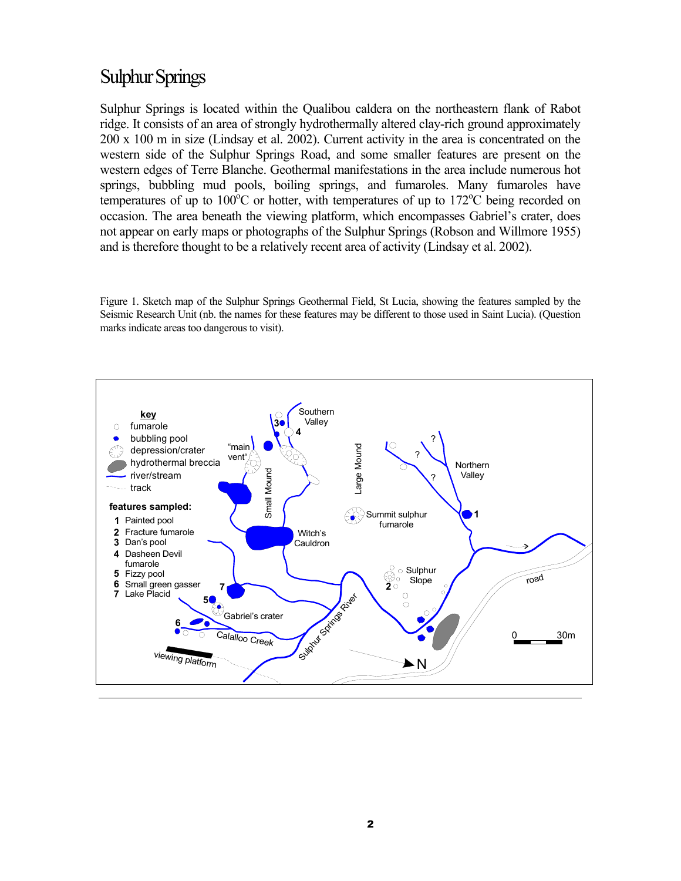# Sulphur Springs

Sulphur Springs is located within the Qualibou caldera on the northeastern flank of Rabot ridge. It consists of an area of strongly hydrothermally altered clay-rich ground approximately 200 x 100 m in size (Lindsay et al. 2002). Current activity in the area is concentrated on the western side of the Sulphur Springs Road, and some smaller features are present on the western edges of Terre Blanche. Geothermal manifestations in the area include numerous hot springs, bubbling mud pools, boiling springs, and fumaroles. Many fumaroles have temperatures of up to 100°C or hotter, with temperatures of up to 172°C being recorded on occasion. The area beneath the viewing platform, which encompasses Gabriel's crater, does not appear on early maps or photographs of the Sulphur Springs (Robson and Willmore 1955) and is therefore thought to be a relatively recent area of activity (Lindsay et al. 2002).

Figure 1. Sketch map of the Sulphur Springs Geothermal Field, St Lucia, showing the features sampled by the Seismic Research Unit (nb. the names for these features may be different to those used in Saint Lucia). (Question marks indicate areas too dangerous to visit).

**key**
- fumarole
- bubbling pool
- depression/crater
- hydrothermal breccia
- river/stream
- track

**features sampled:**
1. Painted pool
2. Fracture fumarole
3. Dan's pool
4. Dasheen Devil fumarole
5. Fizzy pool
6. Small green gasser
7. Lake Placid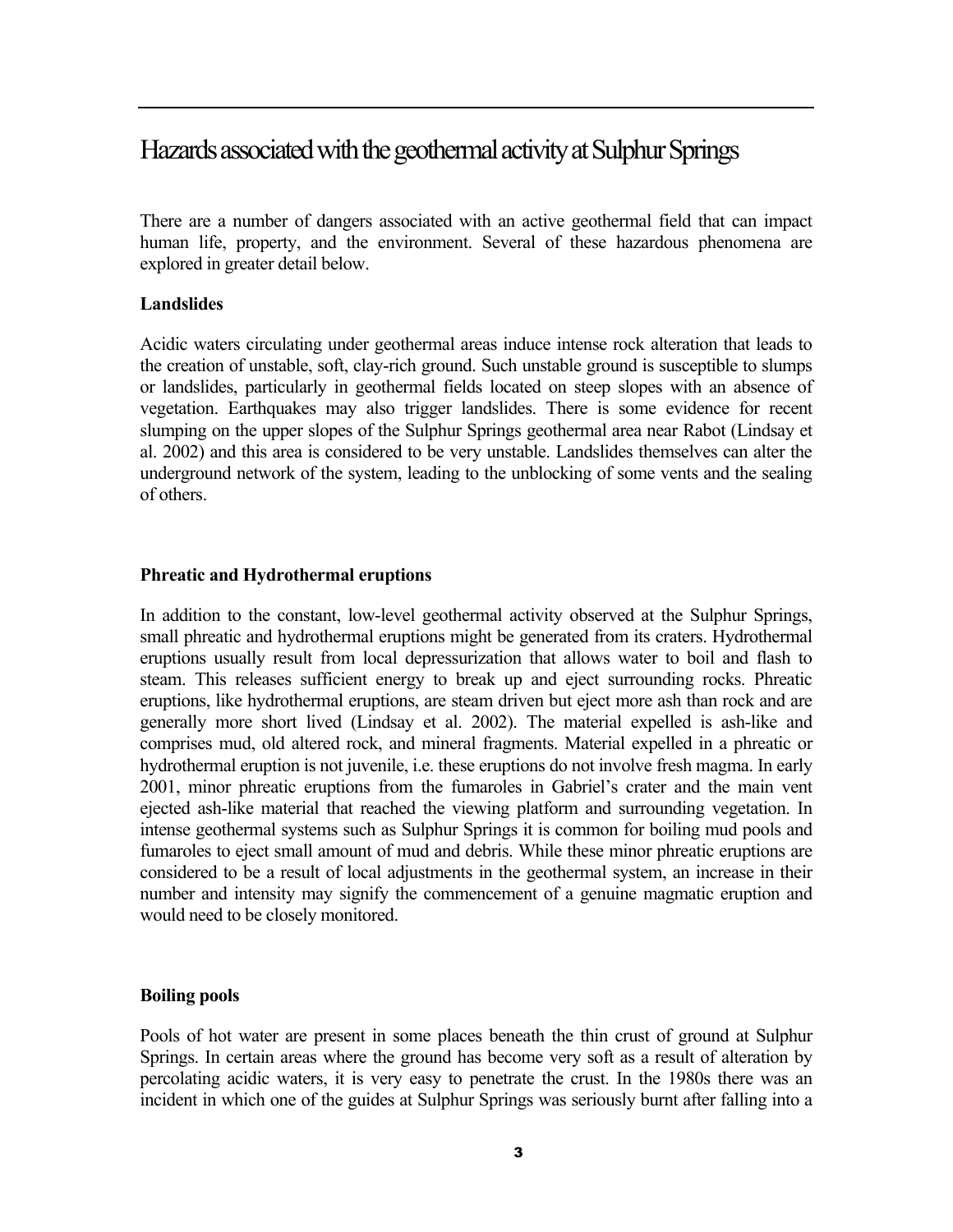# Hazards associated with the geothermal activity at Sulphur Springs

There are a number of dangers associated with an active geothermal field that can impact human life, property, and the environment. Several of these hazardous phenomena are explored in greater detail below.

**Landslides**

Acidic waters circulating under geothermal areas induce intense rock alteration that leads to the creation of unstable, soft, clay-rich ground. Such unstable ground is susceptible to slumps or landslides, particularly in geothermal fields located on steep slopes with an absence of vegetation. Earthquakes may also trigger landslides. There is some evidence for recent slumping on the upper slopes of the Sulphur Springs geothermal area near Rabot (Lindsay et al. 2002) and this area is considered to be very unstable. Landslides themselves can alter the underground network of the system, leading to the unblocking of some vents and the sealing of others.

**Phreatic and Hydrothermal eruptions**

In addition to the constant, low-level geothermal activity observed at the Sulphur Springs, small phreatic and hydrothermal eruptions might be generated from its craters. Hydrothermal eruptions usually result from local depressurization that allows water to boil and flash to steam. This releases sufficient energy to break up and eject surrounding rocks. Phreatic eruptions, like hydrothermal eruptions, are steam driven but eject more ash than rock and are generally more short lived (Lindsay et al. 2002). The material expelled is ash-like and comprises mud, old altered rock, and mineral fragments. Material expelled in a phreatic or hydrothermal eruption is not juvenile, i.e. these eruptions do not involve fresh magma. In early 2001, minor phreatic eruptions from the fumaroles in Gabriel's crater and the main vent ejected ash-like material that reached the viewing platform and surrounding vegetation. In intense geothermal systems such as Sulphur Springs it is common for boiling mud pools and fumaroles to eject small amount of mud and debris. While these minor phreatic eruptions are considered to be a result of local adjustments in the geothermal system, an increase in their number and intensity may signify the commencement of a genuine magmatic eruption and would need to be closely monitored.

**Boiling pools**

Pools of hot water are present in some places beneath the thin crust of ground at Sulphur Springs. In certain areas where the ground has become very soft as a result of alteration by percolating acidic waters, it is very easy to penetrate the crust. In the 1980s there was an incident in which one of the guides at Sulphur Springs was seriously burnt after falling into a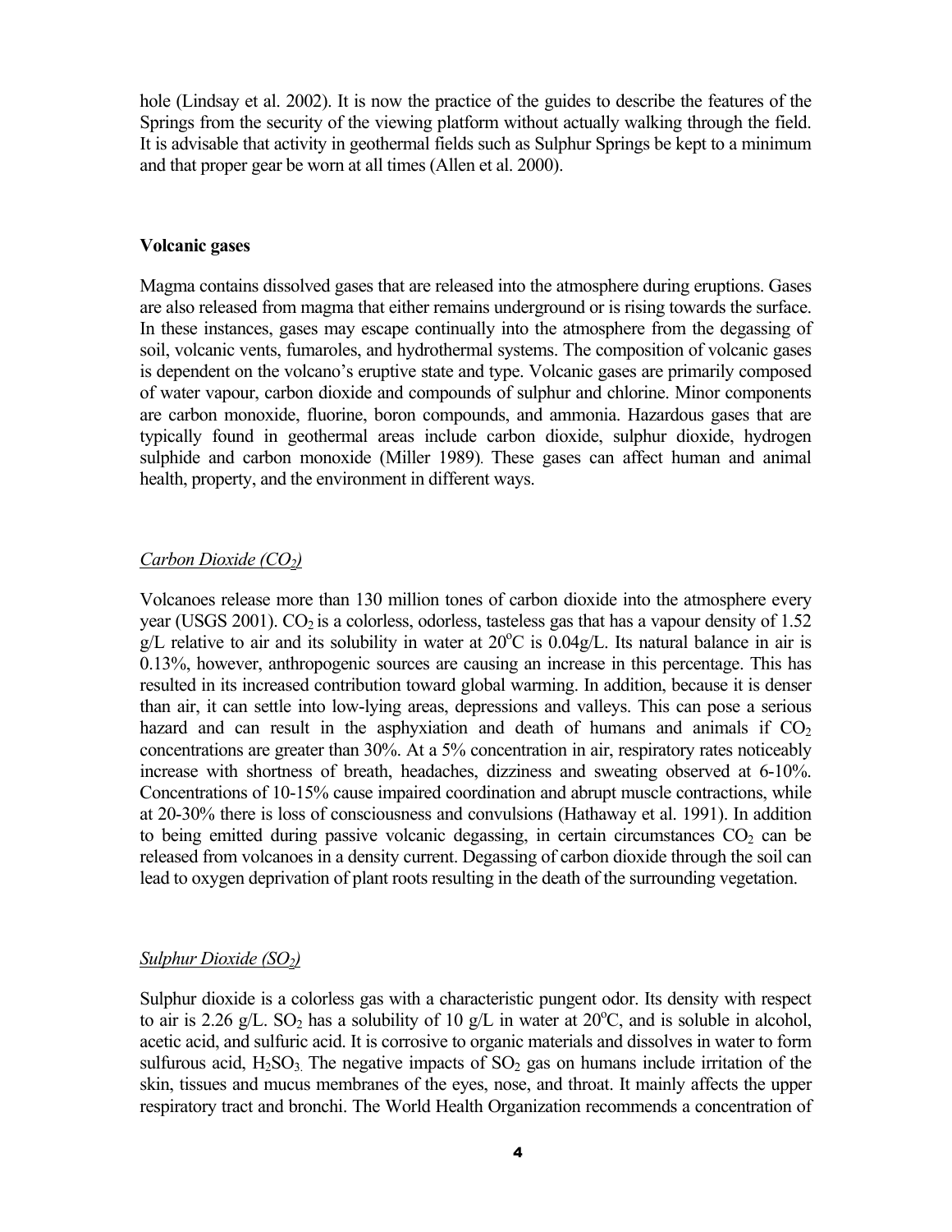hole (Lindsay et al. 2002). It is now the practice of the guides to describe the features of the Springs from the security of the viewing platform without actually walking through the field. It is advisable that activity in geothermal fields such as Sulphur Springs be kept to a minimum and that proper gear be worn at all times (Allen et al. 2000).

### Volcanic gases

Magma contains dissolved gases that are released into the atmosphere during eruptions. Gases are also released from magma that either remains underground or is rising towards the surface. In these instances, gases may escape continually into the atmosphere from the degassing of soil, volcanic vents, fumaroles, and hydrothermal systems. The composition of volcanic gases is dependent on the volcano's eruptive state and type. Volcanic gases are primarily composed of water vapour, carbon dioxide and compounds of sulphur and chlorine. Minor components are carbon monoxide, fluorine, boron compounds, and ammonia. Hazardous gases that are typically found in geothermal areas include carbon dioxide, sulphur dioxide, hydrogen sulphide and carbon monoxide (Miller 1989). These gases can affect human and animal health, property, and the environment in different ways.

#### *Carbon Dioxide ($CO_2$)*

Volcanoes release more than 130 million tones of carbon dioxide into the atmosphere every year (USGS 2001). $CO_2$ is a colorless, odorless, tasteless gas that has a vapour density of 1.52 g/L relative to air and its solubility in water at 20$^{o}$C is 0.04g/L. Its natural balance in air is 0.13%, however, anthropogenic sources are causing an increase in this percentage. This has resulted in its increased contribution toward global warming. In addition, because it is denser than air, it can settle into low-lying areas, depressions and valleys. This can pose a serious hazard and can result in the asphyxiation and death of humans and animals if $CO_2$ concentrations are greater than 30%. At a 5% concentration in air, respiratory rates noticeably increase with shortness of breath, headaches, dizziness and sweating observed at 6-10%. Concentrations of 10-15% cause impaired coordination and abrupt muscle contractions, while at 20-30% there is loss of consciousness and convulsions (Hathaway et al. 1991). In addition to being emitted during passive volcanic degassing, in certain circumstances $CO_2$ can be released from volcanoes in a density current. Degassing of carbon dioxide through the soil can lead to oxygen deprivation of plant roots resulting in the death of the surrounding vegetation.

#### *Sulphur Dioxide ($SO_2$)*

Sulphur dioxide is a colorless gas with a characteristic pungent odor. Its density with respect to air is 2.26 g/L. $SO_2$ has a solubility of 10 g/L in water at 20$^{o}$C, and is soluble in alcohol, acetic acid, and sulfuric acid. It is corrosive to organic materials and dissolves in water to form sulfurous acid, $H_2SO_3$. The negative impacts of $SO_2$ gas on humans include irritation of the skin, tissues and mucus membranes of the eyes, nose, and throat. It mainly affects the upper respiratory tract and bronchi. The World Health Organization recommends a concentration of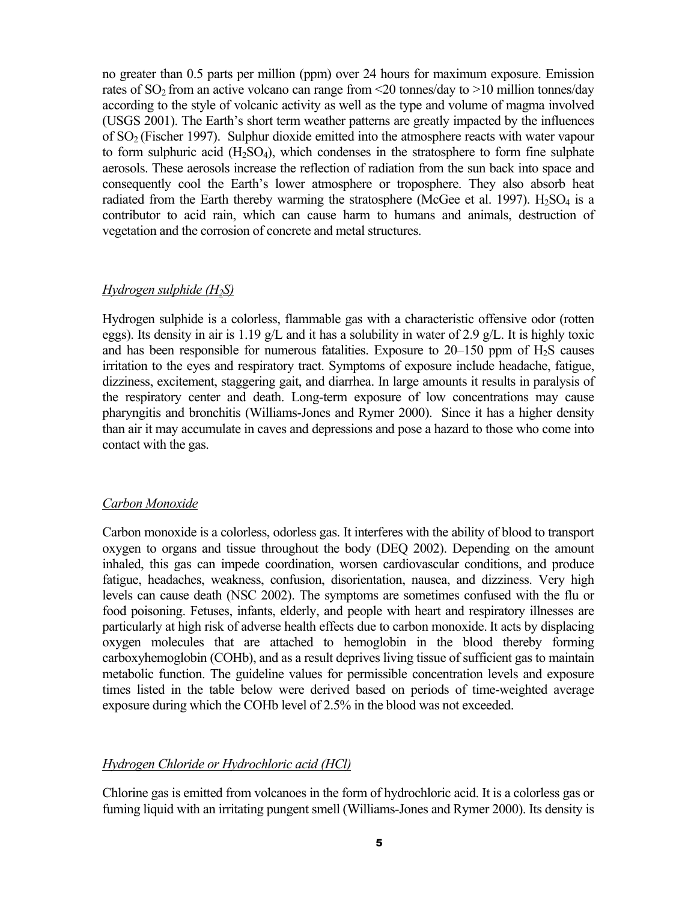no greater than 0.5 parts per million (ppm) over 24 hours for maximum exposure. Emission rates of $SO_2$ from an active volcano can range from <20 tonnes/day to >10 million tonnes/day according to the style of volcanic activity as well as the type and volume of magma involved (USGS 2001). The Earth's short term weather patterns are greatly impacted by the influences of $SO_2$ (Fischer 1997). Sulphur dioxide emitted into the atmosphere reacts with water vapour to form sulphuric acid ($H_2SO_4$), which condenses in the stratosphere to form fine sulphate aerosols. These aerosols increase the reflection of radiation from the sun back into space and consequently cool the Earth's lower atmosphere or troposphere. They also absorb heat radiated from the Earth thereby warming the stratosphere (McGee et al. 1997). $H_2SO_4$ is a contributor to acid rain, which can cause harm to humans and animals, destruction of vegetation and the corrosion of concrete and metal structures.

### *Hydrogen sulphide ($H_2S$)*

Hydrogen sulphide is a colorless, flammable gas with a characteristic offensive odor (rotten eggs). Its density in air is 1.19 g/L and it has a solubility in water of 2.9 g/L. It is highly toxic and has been responsible for numerous fatalities. Exposure to 20–150 ppm of $H_2S$ causes irritation to the eyes and respiratory tract. Symptoms of exposure include headache, fatigue, dizziness, excitement, staggering gait, and diarrhea. In large amounts it results in paralysis of the respiratory center and death. Long-term exposure of low concentrations may cause pharyngitis and bronchitis (Williams-Jones and Rymer 2000). Since it has a higher density than air it may accumulate in caves and depressions and pose a hazard to those who come into contact with the gas.

### *Carbon Monoxide*

Carbon monoxide is a colorless, odorless gas. It interferes with the ability of blood to transport oxygen to organs and tissue throughout the body (DEQ 2002). Depending on the amount inhaled, this gas can impede coordination, worsen cardiovascular conditions, and produce fatigue, headaches, weakness, confusion, disorientation, nausea, and dizziness. Very high levels can cause death (NSC 2002). The symptoms are sometimes confused with the flu or food poisoning. Fetuses, infants, elderly, and people with heart and respiratory illnesses are particularly at high risk of adverse health effects due to carbon monoxide. It acts by displacing oxygen molecules that are attached to hemoglobin in the blood thereby forming carboxyhemoglobin (COHb), and as a result deprives living tissue of sufficient gas to maintain metabolic function. The guideline values for permissible concentration levels and exposure times listed in the table below were derived based on periods of time-weighted average exposure during which the COHb level of 2.5% in the blood was not exceeded.

### *Hydrogen Chloride or Hydrochloric acid (HCl)*

Chlorine gas is emitted from volcanoes in the form of hydrochloric acid. It is a colorless gas or fuming liquid with an irritating pungent smell (Williams-Jones and Rymer 2000). Its density is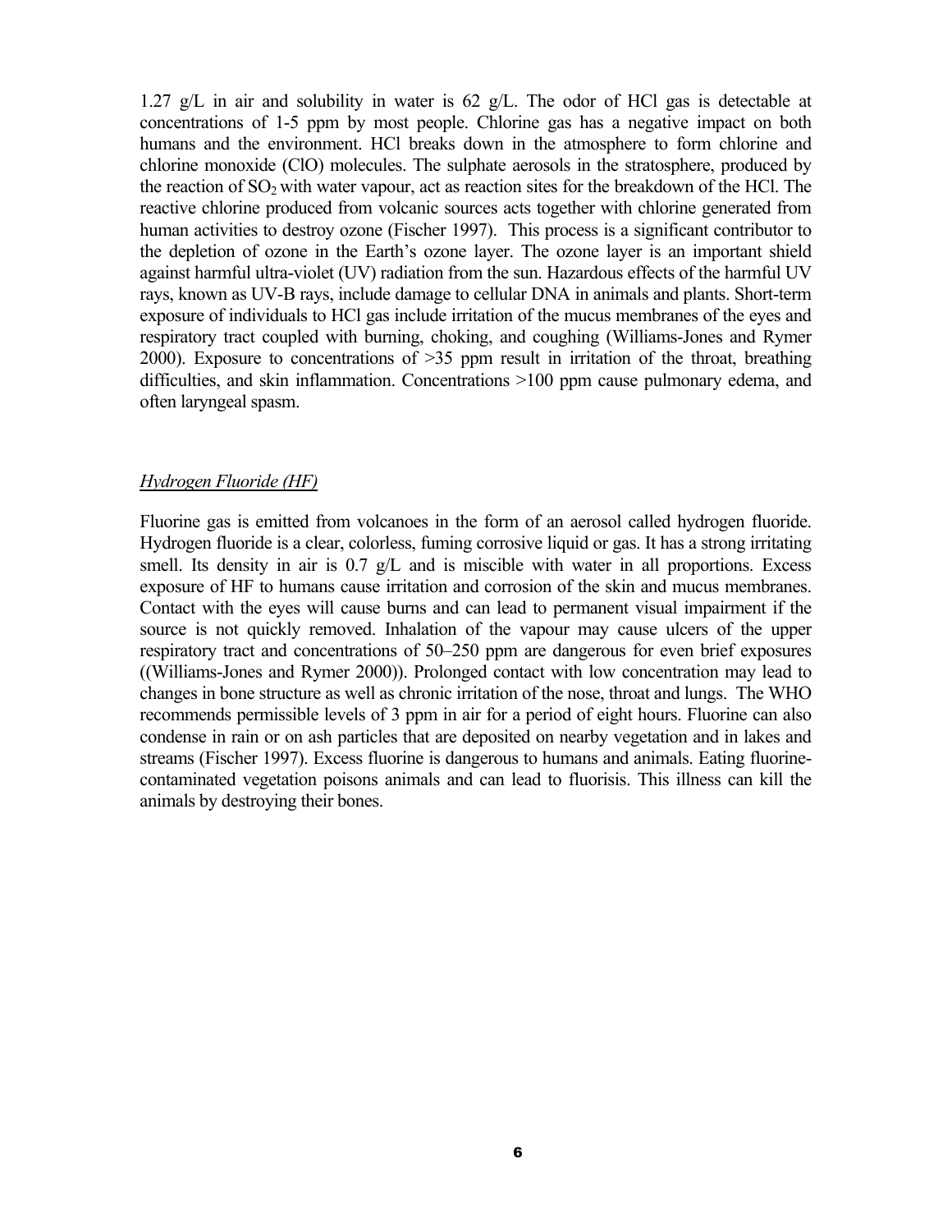1.27 g/L in air and solubility in water is 62 g/L. The odor of HCl gas is detectable at concentrations of 1-5 ppm by most people. Chlorine gas has a negative impact on both humans and the environment. HCl breaks down in the atmosphere to form chlorine and chlorine monoxide (ClO) molecules. The sulphate aerosols in the stratosphere, produced by the reaction of $SO_2$ with water vapour, act as reaction sites for the breakdown of the HCl. The reactive chlorine produced from volcanic sources acts together with chlorine generated from human activities to destroy ozone (Fischer 1997). This process is a significant contributor to the depletion of ozone in the Earth's ozone layer. The ozone layer is an important shield against harmful ultra-violet (UV) radiation from the sun. Hazardous effects of the harmful UV rays, known as UV-B rays, include damage to cellular DNA in animals and plants. Short-term exposure of individuals to HCl gas include irritation of the mucus membranes of the eyes and respiratory tract coupled with burning, choking, and coughing (Williams-Jones and Rymer 2000). Exposure to concentrations of >35 ppm result in irritation of the throat, breathing difficulties, and skin inflammation. Concentrations >100 ppm cause pulmonary edema, and often laryngeal spasm.

### *Hydrogen Fluoride (HF)*

Fluorine gas is emitted from volcanoes in the form of an aerosol called hydrogen fluoride. Hydrogen fluoride is a clear, colorless, fuming corrosive liquid or gas. It has a strong irritating smell. Its density in air is 0.7 g/L and is miscible with water in all proportions. Excess exposure of HF to humans cause irritation and corrosion of the skin and mucus membranes. Contact with the eyes will cause burns and can lead to permanent visual impairment if the source is not quickly removed. Inhalation of the vapour may cause ulcers of the upper respiratory tract and concentrations of 50–250 ppm are dangerous for even brief exposures ((Williams-Jones and Rymer 2000)). Prolonged contact with low concentration may lead to changes in bone structure as well as chronic irritation of the nose, throat and lungs. The WHO recommends permissible levels of 3 ppm in air for a period of eight hours. Fluorine can also condense in rain or on ash particles that are deposited on nearby vegetation and in lakes and streams (Fischer 1997). Excess fluorine is dangerous to humans and animals. Eating fluorine-contaminated vegetation poisons animals and can lead to fluorisis. This illness can kill the animals by destroying their bones.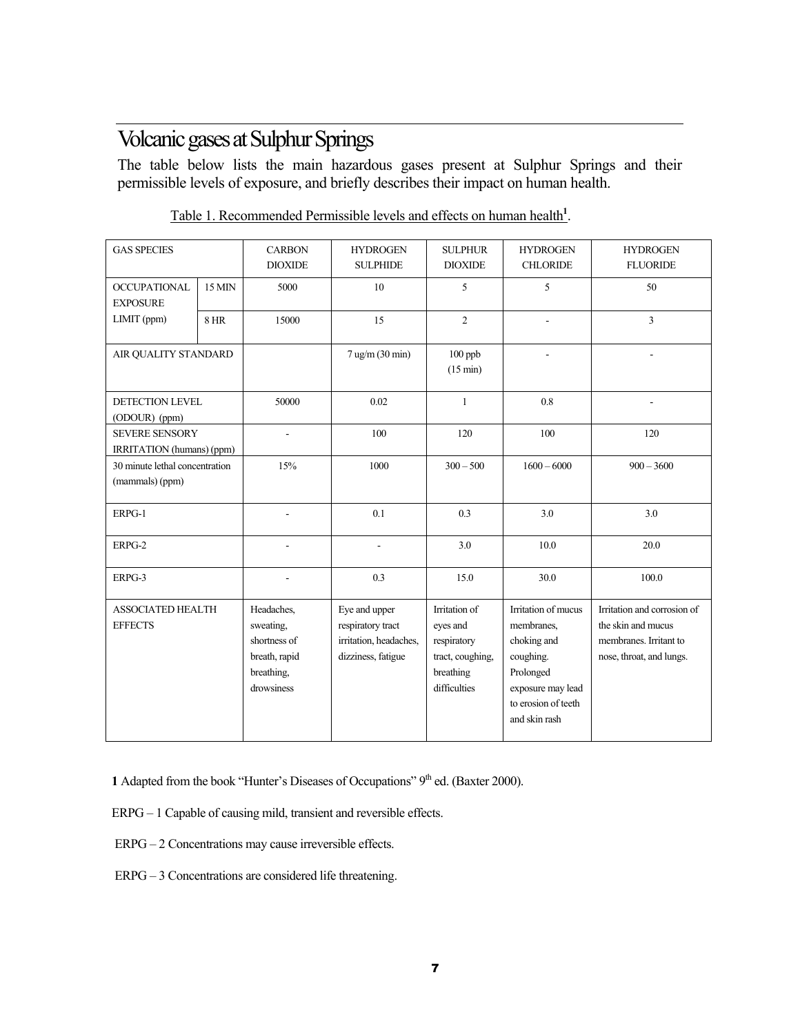## Volcanic gases at Sulphur Springs

The table below lists the main hazardous gases present at Sulphur Springs and their permissible levels of exposure, and briefly describes their impact on human health.

Table 1. Recommended Permissible levels and effects on human health[1].

| GAS SPECIES | | CARBON DIOXIDE | HYDROGEN SULPHIDE | SULPHUR DIOXIDE | HYDROGEN CHLORIDE | HYDROGEN FLUORIDE |
|---|---|---|---|---|---|---|
| OCCUPATIONAL EXPOSURE LIMIT (ppm) | 15 MIN | 5000 | 10 | 5 | 5 | 50 |
| | 8 HR | 15000 | 15 | 2 | - | 3 |
| AIR QUALITY STANDARD | | | 7 ug/m (30 min) | 100 ppb (15 min) | - | - |
| DETECTION LEVEL (ODOUR) (ppm) | | 50000 | 0.02 | 1 | 0.8 | - |
| SEVERE SENSORY IRRITATION (humans) (ppm) | | - | 100 | 120 | 100 | 120 |
| 30 minute lethal concentration (mammals) (ppm) | | 15% | 1000 | 300 – 500 | 1600 – 6000 | 900 – 3600 |
| ERPG-1 | | - | 0.1 | 0.3 | 3.0 | 3.0 |
| ERPG-2 | | - | - | 3.0 | 10.0 | 20.0 |
| ERPG-3 | | - | 0.3 | 15.0 | 30.0 | 100.0 |
| ASSOCIATED HEALTH EFFECTS | | Headaches, sweating, shortness of breath, rapid breathing, drowsiness | Eye and upper respiratory tract irritation, headaches, dizziness, fatigue | Irritation of eyes and respiratory tract, coughing, breathing difficulties | Irritation of mucus membranes, choking and coughing. Prolonged exposure may lead to erosion of teeth and skin rash | Irritation and corrosion of the skin and mucus membranes. Irritant to nose, throat, and lungs. |

**1** Adapted from the book "Hunter's Diseases of Occupations" 9th ed. (Baxter 2000).

ERPG – 1 Capable of causing mild, transient and reversible effects.

ERPG – 2 Concentrations may cause irreversible effects.

ERPG – 3 Concentrations are considered life threatening.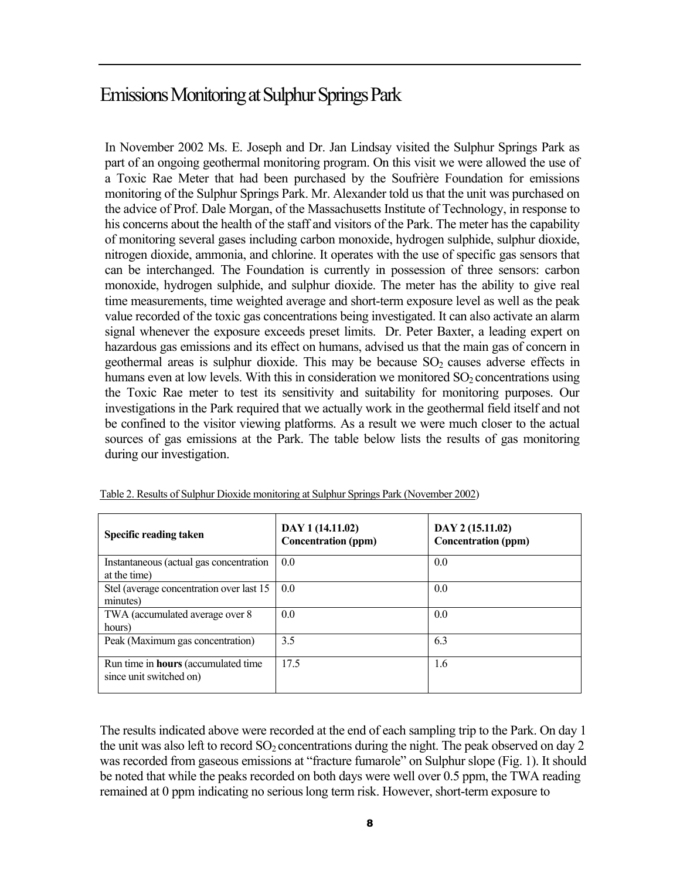# Emissions Monitoring at Sulphur Springs Park

In November 2002 Ms. E. Joseph and Dr. Jan Lindsay visited the Sulphur Springs Park as part of an ongoing geothermal monitoring program. On this visit we were allowed the use of a Toxic Rae Meter that had been purchased by the Soufrière Foundation for emissions monitoring of the Sulphur Springs Park. Mr. Alexander told us that the unit was purchased on the advice of Prof. Dale Morgan, of the Massachusetts Institute of Technology, in response to his concerns about the health of the staff and visitors of the Park. The meter has the capability of monitoring several gases including carbon monoxide, hydrogen sulphide, sulphur dioxide, nitrogen dioxide, ammonia, and chlorine. It operates with the use of specific gas sensors that can be interchanged. The Foundation is currently in possession of three sensors: carbon monoxide, hydrogen sulphide, and sulphur dioxide. The meter has the ability to give real time measurements, time weighted average and short-term exposure level as well as the peak value recorded of the toxic gas concentrations being investigated. It can also activate an alarm signal whenever the exposure exceeds preset limits. Dr. Peter Baxter, a leading expert on hazardous gas emissions and its effect on humans, advised us that the main gas of concern in geothermal areas is sulphur dioxide. This may be because $SO_2$ causes adverse effects in humans even at low levels. With this in consideration we monitored $SO_2$ concentrations using the Toxic Rae meter to test its sensitivity and suitability for monitoring purposes. Our investigations in the Park required that we actually work in the geothermal field itself and not be confined to the visitor viewing platforms. As a result we were much closer to the actual sources of gas emissions at the Park. The table below lists the results of gas monitoring during our investigation.

Table 2. Results of Sulphur Dioxide monitoring at Sulphur Springs Park (November 2002)

| **Specific reading taken** | **DAY 1 (14.11.02) Concentration (ppm)** | **DAY 2 (15.11.02) Concentration (ppm)** |
|---|---|---|
| Instantaneous (actual gas concentration at the time) | 0.0 | 0.0 |
| Stel (average concentration over last 15 minutes) | 0.0 | 0.0 |
| TWA (accumulated average over 8 hours) | 0.0 | 0.0 |
| Peak (Maximum gas concentration) | 3.5 | 6.3 |
| Run time in **hours** (accumulated time since unit switched on) | 17.5 | 1.6 |

The results indicated above were recorded at the end of each sampling trip to the Park. On day 1 the unit was also left to record $SO_2$ concentrations during the night. The peak observed on day 2 was recorded from gaseous emissions at "fracture fumarole" on Sulphur slope (Fig. 1). It should be noted that while the peaks recorded on both days were well over 0.5 ppm, the TWA reading remained at 0 ppm indicating no serious long term risk. However, short-term exposure to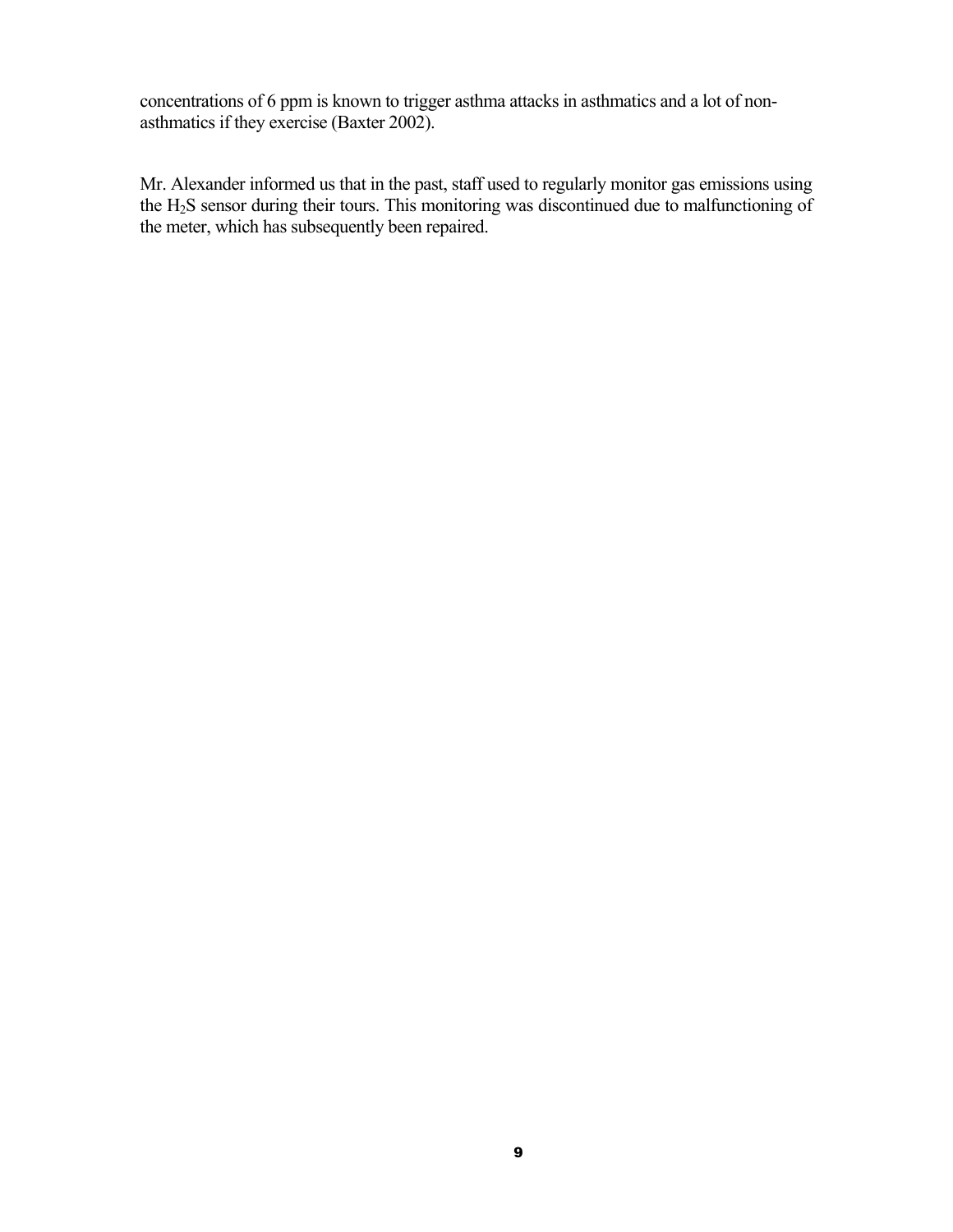concentrations of 6 ppm is known to trigger asthma attacks in asthmatics and a lot of non-asthmatics if they exercise (Baxter 2002).

Mr. Alexander informed us that in the past, staff used to regularly monitor gas emissions using the $H_2S$ sensor during their tours. This monitoring was discontinued due to malfunctioning of the meter, which has subsequently been repaired.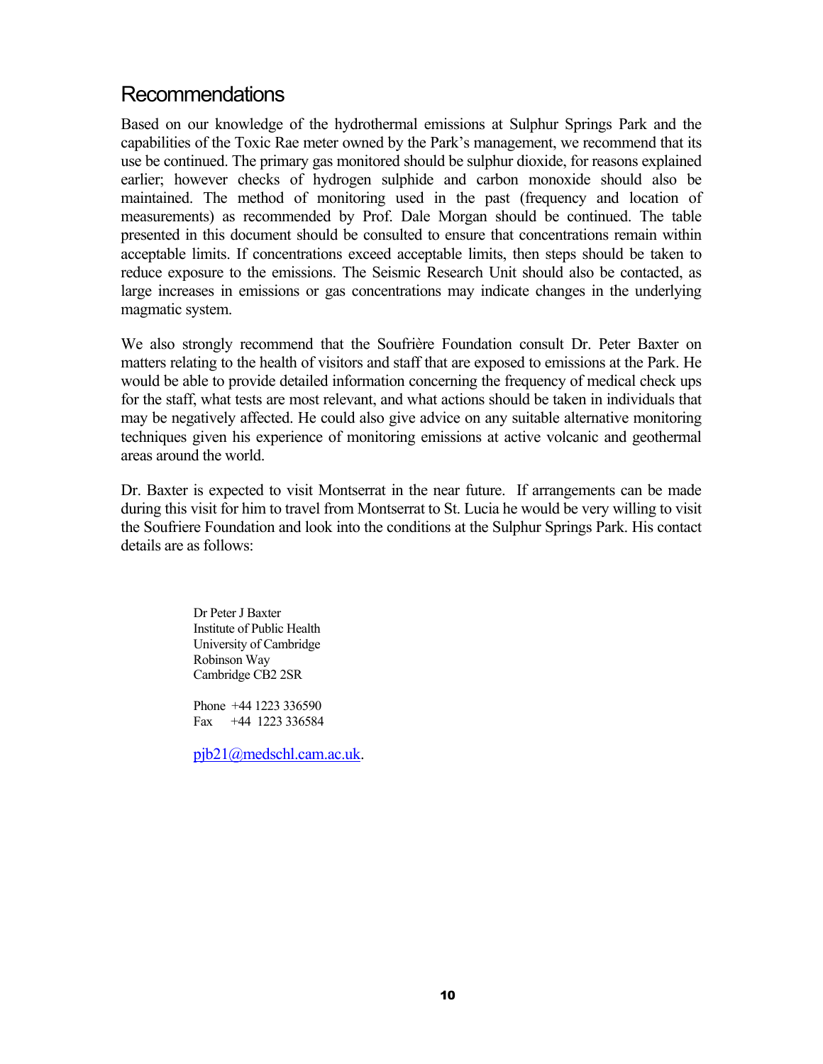## Recommendations

Based on our knowledge of the hydrothermal emissions at Sulphur Springs Park and the capabilities of the Toxic Rae meter owned by the Park's management, we recommend that its use be continued. The primary gas monitored should be sulphur dioxide, for reasons explained earlier; however checks of hydrogen sulphide and carbon monoxide should also be maintained. The method of monitoring used in the past (frequency and location of measurements) as recommended by Prof. Dale Morgan should be continued. The table presented in this document should be consulted to ensure that concentrations remain within acceptable limits. If concentrations exceed acceptable limits, then steps should be taken to reduce exposure to the emissions. The Seismic Research Unit should also be contacted, as large increases in emissions or gas concentrations may indicate changes in the underlying magmatic system.

We also strongly recommend that the Soufrière Foundation consult Dr. Peter Baxter on matters relating to the health of visitors and staff that are exposed to emissions at the Park. He would be able to provide detailed information concerning the frequency of medical check ups for the staff, what tests are most relevant, and what actions should be taken in individuals that may be negatively affected. He could also give advice on any suitable alternative monitoring techniques given his experience of monitoring emissions at active volcanic and geothermal areas around the world.

Dr. Baxter is expected to visit Montserrat in the near future. If arrangements can be made during this visit for him to travel from Montserrat to St. Lucia he would be very willing to visit the Soufriere Foundation and look into the conditions at the Sulphur Springs Park. His contact details are as follows:

Dr Peter J Baxter
Institute of Public Health
University of Cambridge
Robinson Way
Cambridge CB2 2SR

Phone +44 1223 336590
Fax +44 1223 336584

pjb21@medschl.cam.ac.uk.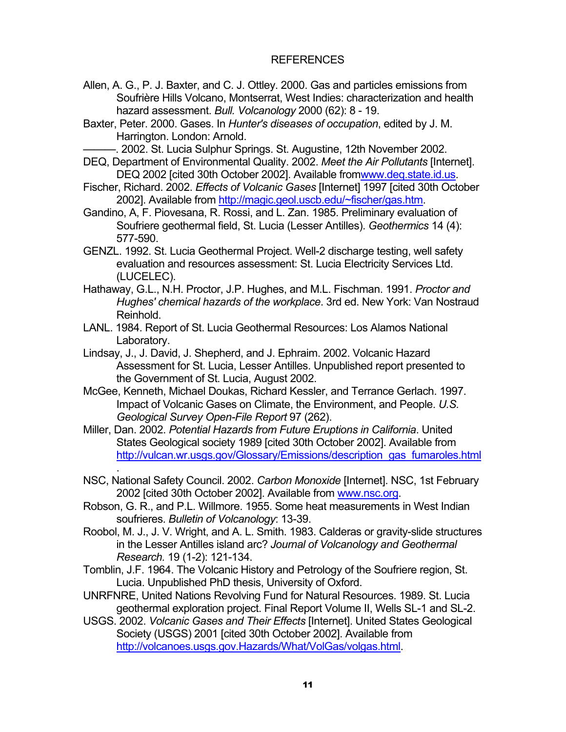# REFERENCES

Allen, A. G., P. J. Baxter, and C. J. Ottley. 2000. Gas and particles emissions from Soufrière Hills Volcano, Montserrat, West Indies: characterization and health hazard assessment. *Bull. Volcanology* 2000 (62): 8 - 19.

Baxter, Peter. 2000. Gases. In *Hunter's diseases of occupation*, edited by J. M. Harrington. London: Arnold.

———. 2002. St. Lucia Sulphur Springs. St. Augustine, 12th November 2002.

DEQ, Department of Environmental Quality. 2002. *Meet the Air Pollutants* [Internet]. DEQ 2002 [cited 30th October 2002]. Available fromwww.deq.state.id.us.

Fischer, Richard. 2002. *Effects of Volcanic Gases* [Internet] 1997 [cited 30th October 2002]. Available from http://magic.geol.uscb.edu/~fischer/gas.htm.

Gandino, A, F. Piovesana, R. Rossi, and L. Zan. 1985. Preliminary evaluation of Soufriere geothermal field, St. Lucia (Lesser Antilles). *Geothermics* 14 (4): 577-590.

GENZL. 1992. St. Lucia Geothermal Project. Well-2 discharge testing, well safety evaluation and resources assessment: St. Lucia Electricity Services Ltd. (LUCELEC).

Hathaway, G.L., N.H. Proctor, J.P. Hughes, and M.L. Fischman. 1991. *Proctor and Hughes' chemical hazards of the workplace*. 3rd ed. New York: Van Nostraud Reinhold.

LANL. 1984. Report of St. Lucia Geothermal Resources: Los Alamos National Laboratory.

Lindsay, J., J. David, J. Shepherd, and J. Ephraim. 2002. Volcanic Hazard Assessment for St. Lucia, Lesser Antilles. Unpublished report presented to the Government of St. Lucia, August 2002.

McGee, Kenneth, Michael Doukas, Richard Kessler, and Terrance Gerlach. 1997. Impact of Volcanic Gases on Climate, the Environment, and People. *U.S. Geological Survey Open-File Report* 97 (262).

Miller, Dan. 2002. *Potential Hazards from Future Eruptions in California*. United States Geological society 1989 [cited 30th October 2002]. Available from http://vulcan.wr.usgs.gov/Glossary/Emissions/description_gas_fumaroles.html.

NSC, National Safety Council. 2002. *Carbon Monoxide* [Internet]. NSC, 1st February 2002 [cited 30th October 2002]. Available from www.nsc.org.

Robson, G. R., and P.L. Willmore. 1955. Some heat measurements in West Indian soufrieres. *Bulletin of Volcanology*: 13-39.

Roobol, M. J., J. V. Wright, and A. L. Smith. 1983. Calderas or gravity-slide structures in the Lesser Antilles island arc? *Journal of Volcanology and Geothermal Research.* 19 (1-2): 121-134.

Tomblin, J.F. 1964. The Volcanic History and Petrology of the Soufriere region, St. Lucia. Unpublished PhD thesis, University of Oxford.

UNRFNRE, United Nations Revolving Fund for Natural Resources. 1989. St. Lucia geothermal exploration project. Final Report Volume II, Wells SL-1 and SL-2.

USGS. 2002. *Volcanic Gases and Their Effects* [Internet]. United States Geological Society (USGS) 2001 [cited 30th October 2002]. Available from http://volcanoes.usgs.gov.Hazards/What/VolGas/volgas.html.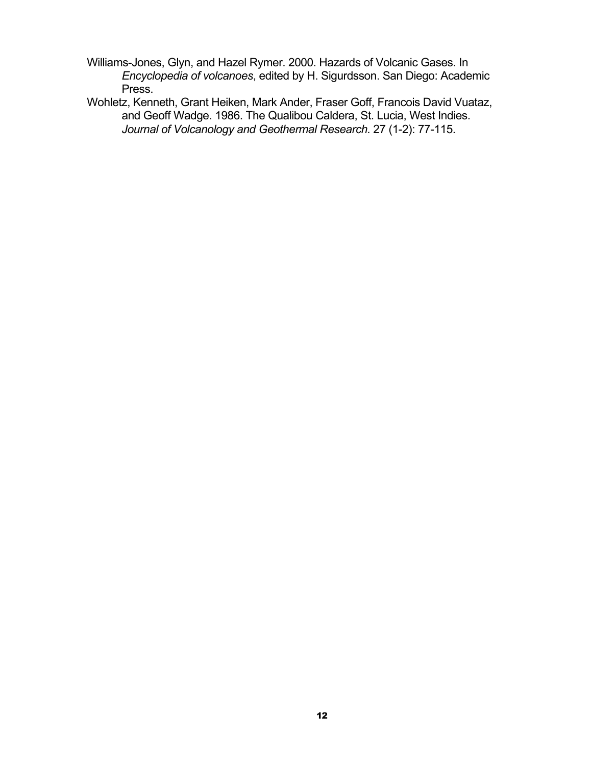Williams-Jones, Glyn, and Hazel Rymer. 2000. Hazards of Volcanic Gases. In *Encyclopedia of volcanoes*, edited by H. Sigurdsson. San Diego: Academic Press.

Wohletz, Kenneth, Grant Heiken, Mark Ander, Fraser Goff, Francois David Vuataz, and Geoff Wadge. 1986. The Qualibou Caldera, St. Lucia, West Indies. *Journal of Volcanology and Geothermal Research.* 27 (1-2): 77-115.